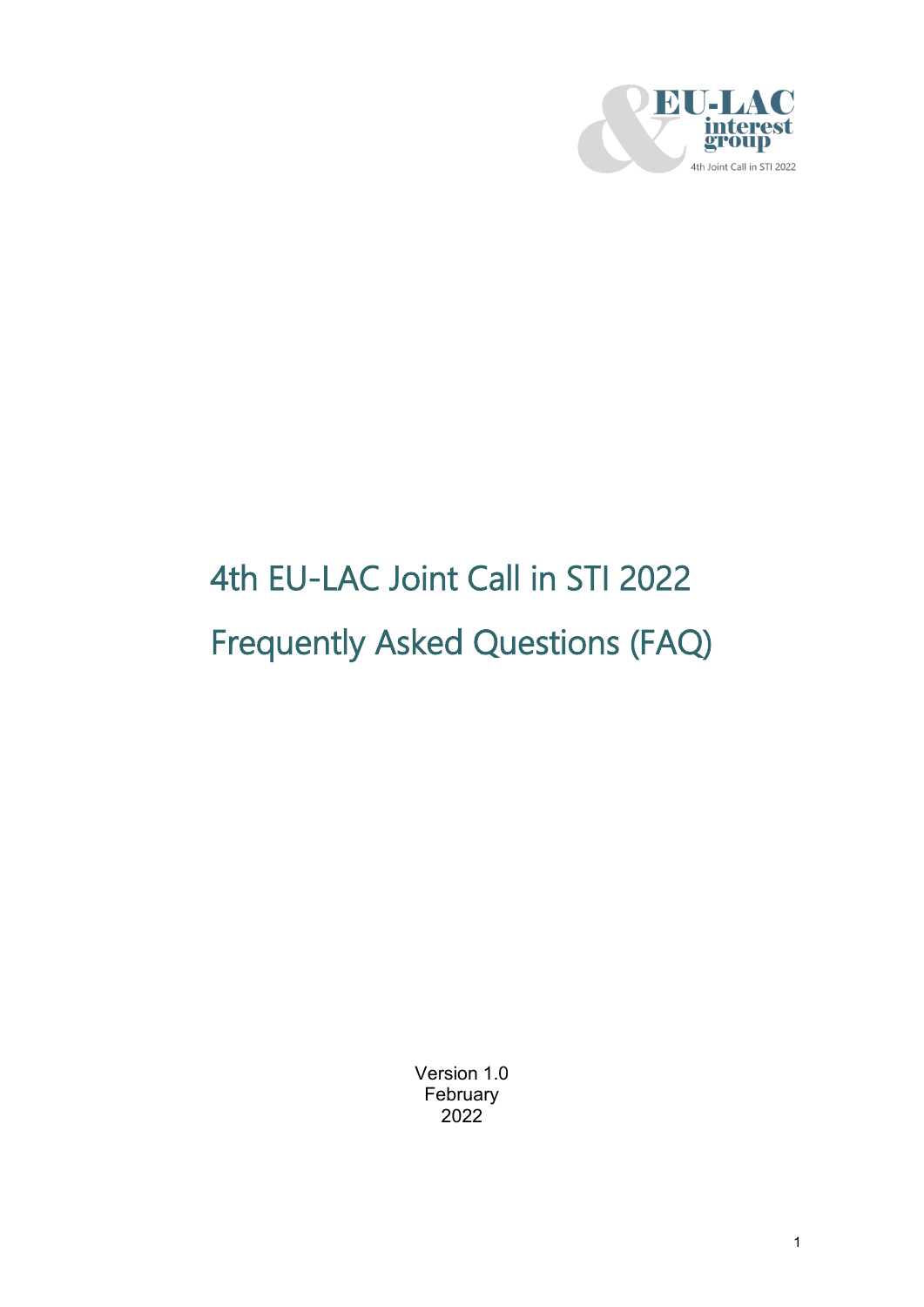EU-LAC interest group

4th Joint Call in STI 2022

# 4th EU-LAC Joint Call in STI 2022

# Frequently Asked Questions (FAQ)

Version 1.0
February
2022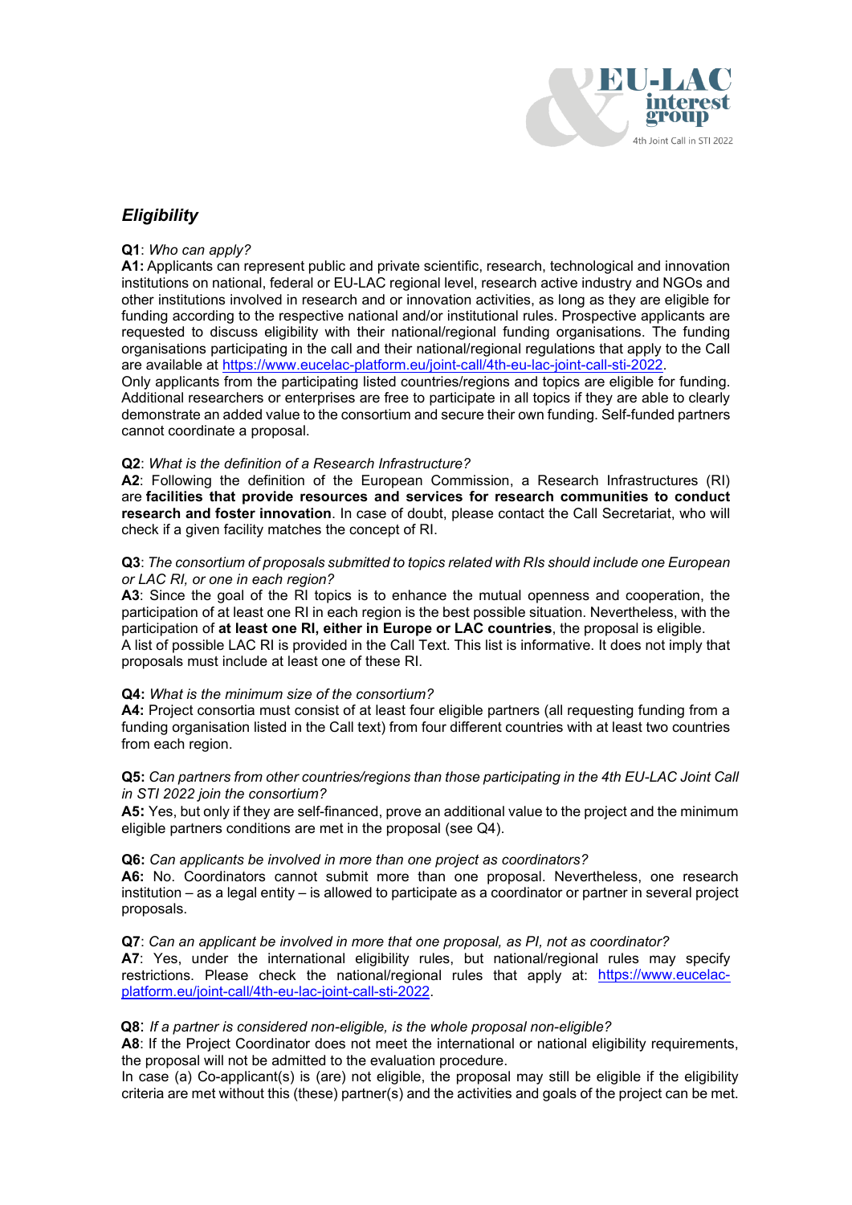## *Eligibility*

**Q1**: *Who can apply?*
**A1:** Applicants can represent public and private scientific, research, technological and innovation institutions on national, federal or EU-LAC regional level, research active industry and NGOs and other institutions involved in research and or innovation activities, as long as they are eligible for funding according to the respective national and/or institutional rules. Prospective applicants are requested to discuss eligibility with their national/regional funding organisations. The funding organisations participating in the call and their national/regional regulations that apply to the Call are available at https://www.eucelac-platform.eu/joint-call/4th-eu-lac-joint-call-sti-2022.
Only applicants from the participating listed countries/regions and topics are eligible for funding. Additional researchers or enterprises are free to participate in all topics if they are able to clearly demonstrate an added value to the consortium and secure their own funding. Self-funded partners cannot coordinate a proposal.

**Q2**: *What is the definition of a Research Infrastructure?*
**A2**: Following the definition of the European Commission, a Research Infrastructures (RI) are **facilities that provide resources and services for research communities to conduct research and foster innovation**. In case of doubt, please contact the Call Secretariat, who will check if a given facility matches the concept of RI.

**Q3**: *The consortium of proposals submitted to topics related with RIs should include one European or LAC RI, or one in each region?*
**A3**: Since the goal of the RI topics is to enhance the mutual openness and cooperation, the participation of at least one RI in each region is the best possible situation. Nevertheless, with the participation of **at least one RI, either in Europe or LAC countries**, the proposal is eligible.
A list of possible LAC RI is provided in the Call Text. This list is informative. It does not imply that proposals must include at least one of these RI.

**Q4:** *What is the minimum size of the consortium?*
**A4:** Project consortia must consist of at least four eligible partners (all requesting funding from a funding organisation listed in the Call text) from four different countries with at least two countries from each region.

**Q5:** *Can partners from other countries/regions than those participating in the 4th EU-LAC Joint Call in STI 2022 join the consortium?*
**A5:** Yes, but only if they are self-financed, prove an additional value to the project and the minimum eligible partners conditions are met in the proposal (see Q4).

**Q6:** *Can applicants be involved in more than one project as coordinators?*
**A6:** No. Coordinators cannot submit more than one proposal. Nevertheless, one research institution – as a legal entity – is allowed to participate as a coordinator or partner in several project proposals.

**Q7**: *Can an applicant be involved in more that one proposal, as PI, not as coordinator?*
**A7**: Yes, under the international eligibility rules, but national/regional rules may specify restrictions. Please check the national/regional rules that apply at: https://www.eucelac-platform.eu/joint-call/4th-eu-lac-joint-call-sti-2022.

**Q8**: *If a partner is considered non-eligible, is the whole proposal non-eligible?*
**A8**: If the Project Coordinator does not meet the international or national eligibility requirements, the proposal will not be admitted to the evaluation procedure.
In case (a) Co-applicant(s) is (are) not eligible, the proposal may still be eligible if the eligibility criteria are met without this (these) partner(s) and the activities and goals of the project can be met.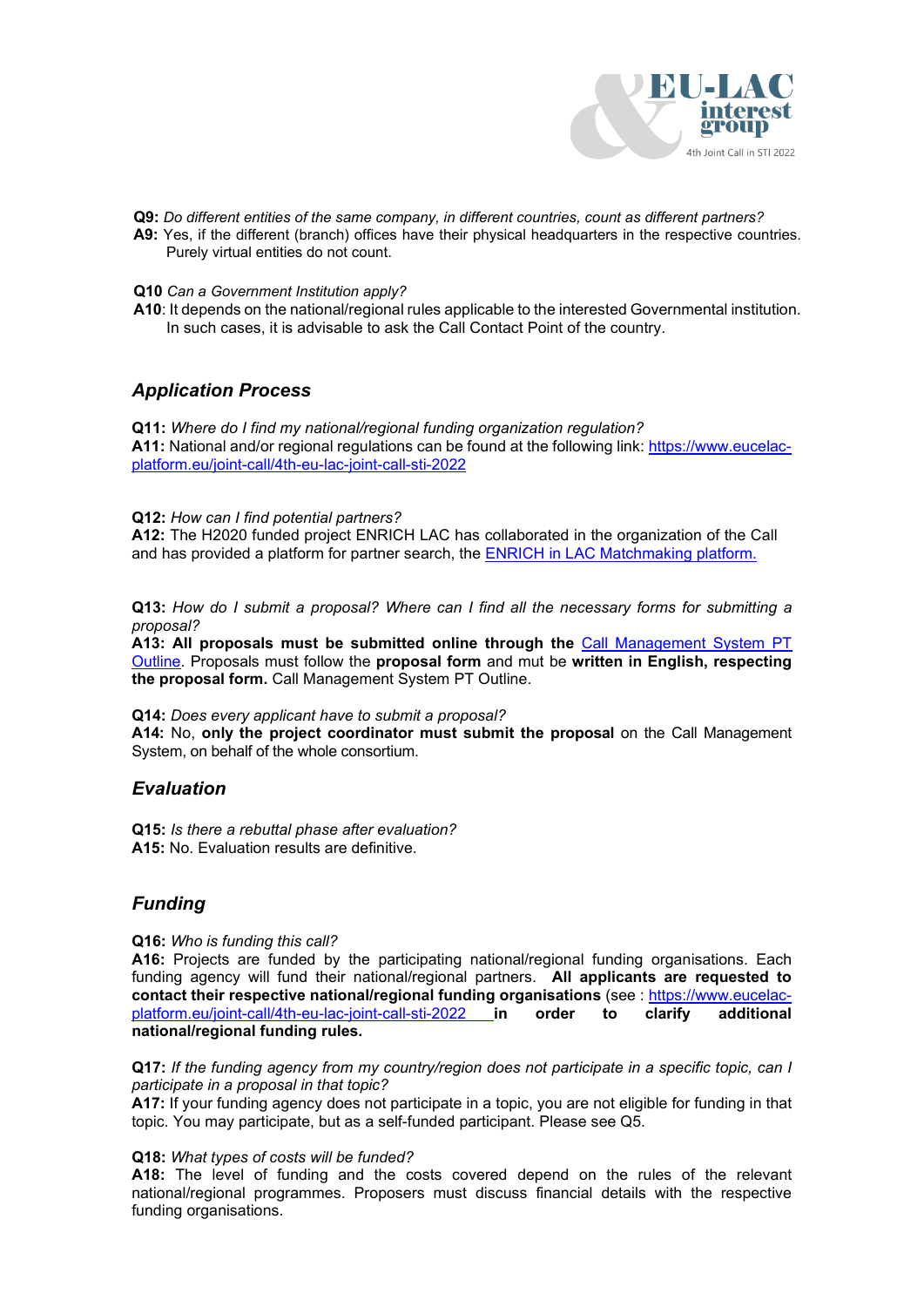**Q9:** *Do different entities of the same company, in different countries, count as different partners?*
**A9:** Yes, if the different (branch) offices have their physical headquarters in the respective countries. Purely virtual entities do not count.

**Q10** *Can a Government Institution apply?*
**A10**: It depends on the national/regional rules applicable to the interested Governmental institution. In such cases, it is advisable to ask the Call Contact Point of the country.

## *Application Process*

**Q11:** *Where do I find my national/regional funding organization regulation?*
**A11:** National and/or regional regulations can be found at the following link: https://www.eucelac-platform.eu/joint-call/4th-eu-lac-joint-call-sti-2022

**Q12:** *How can I find potential partners?*
**A12:** The H2020 funded project ENRICH LAC has collaborated in the organization of the Call and has provided a platform for partner search, the ENRICH in LAC Matchmaking platform.

**Q13:** *How do I submit a proposal? Where can I find all the necessary forms for submitting a proposal?*
**A13: All proposals must be submitted online through the** Call Management System PT Outline. Proposals must follow the **proposal form** and mut be **written in English, respecting the proposal form.** Call Management System PT Outline.

**Q14:** *Does every applicant have to submit a proposal?*
**A14:** No, **only the project coordinator must submit the proposal** on the Call Management System, on behalf of the whole consortium.

## *Evaluation*

**Q15:** *Is there a rebuttal phase after evaluation?*
**A15:** No. Evaluation results are definitive.

## *Funding*

**Q16:** *Who is funding this call?*
**A16:** Projects are funded by the participating national/regional funding organisations. Each funding agency will fund their national/regional partners. **All applicants are requested to contact their respective national/regional funding organisations** (see : https://www.eucelac-platform.eu/joint-call/4th-eu-lac-joint-call-sti-2022 **in order to clarify additional national/regional funding rules.**

**Q17:** *If the funding agency from my country/region does not participate in a specific topic, can I participate in a proposal in that topic?*
**A17:** If your funding agency does not participate in a topic, you are not eligible for funding in that topic. You may participate, but as a self-funded participant. Please see Q5.

**Q18:** *What types of costs will be funded?*
**A18:** The level of funding and the costs covered depend on the rules of the relevant national/regional programmes. Proposers must discuss financial details with the respective funding organisations.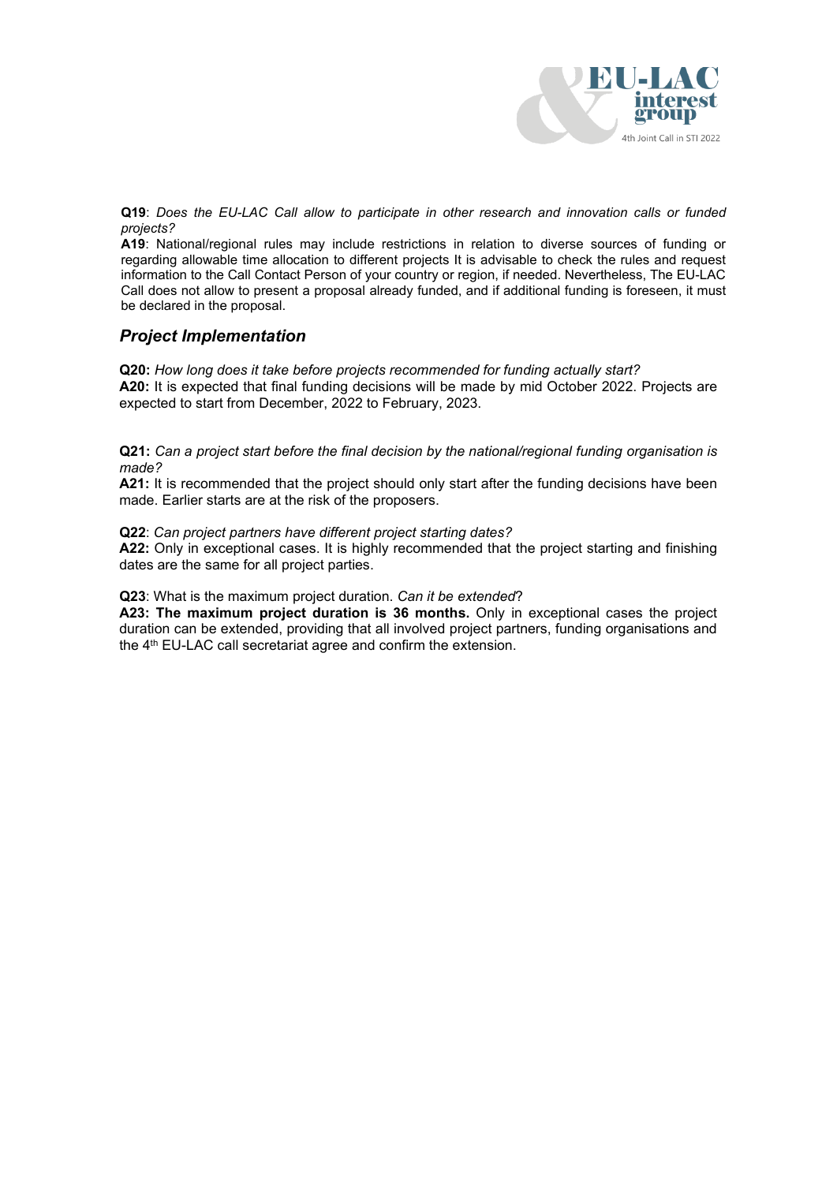**Q19**: *Does the EU-LAC Call allow to participate in other research and innovation calls or funded projects?*
**A19**: National/regional rules may include restrictions in relation to diverse sources of funding or regarding allowable time allocation to different projects It is advisable to check the rules and request information to the Call Contact Person of your country or region, if needed. Nevertheless, The EU-LAC Call does not allow to present a proposal already funded, and if additional funding is foreseen, it must be declared in the proposal.

## *Project Implementation*

**Q20:** *How long does it take before projects recommended for funding actually start?*
**A20:** It is expected that final funding decisions will be made by mid October 2022. Projects are expected to start from December, 2022 to February, 2023.

**Q21:** *Can a project start before the final decision by the national/regional funding organisation is made?*
**A21:** It is recommended that the project should only start after the funding decisions have been made. Earlier starts are at the risk of the proposers.

**Q22**: *Can project partners have different project starting dates?*
**A22:** Only in exceptional cases. It is highly recommended that the project starting and finishing dates are the same for all project parties.

**Q23**: What is the maximum project duration. *Can it be extended*?
**A23: The maximum project duration is 36 months.** Only in exceptional cases the project duration can be extended, providing that all involved project partners, funding organisations and the 4th EU-LAC call secretariat agree and confirm the extension.